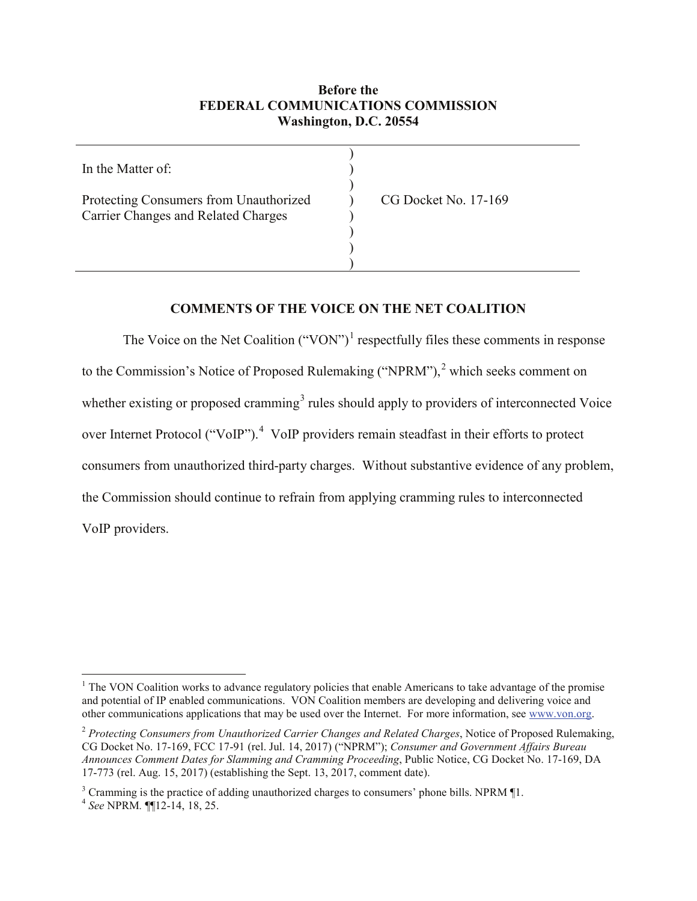**Before the**
**FEDERAL COMMUNICATIONS COMMISSION**
**Washington, D.C. 20554**

| | | |
|---|---|---|
| In the Matter of: | ) | |
| Protecting Consumers from Unauthorized Carrier Changes and Related Charges | ) | CG Docket No. 17-169 |

## COMMENTS OF THE VOICE ON THE NET COALITION

The Voice on the Net Coalition ("VON")[1] respectfully files these comments in response to the Commission's Notice of Proposed Rulemaking ("NPRM"),[2] which seeks comment on whether existing or proposed cramming[3] rules should apply to providers of interconnected Voice over Internet Protocol ("VoIP").[4] VoIP providers remain steadfast in their efforts to protect consumers from unauthorized third-party charges. Without substantive evidence of any problem, the Commission should continue to refrain from applying cramming rules to interconnected VoIP providers.

---

[1] The VON Coalition works to advance regulatory policies that enable Americans to take advantage of the promise and potential of IP enabled communications. VON Coalition members are developing and delivering voice and other communications applications that may be used over the Internet. For more information, see www.von.org.

[2] *Protecting Consumers from Unauthorized Carrier Changes and Related Charges*, Notice of Proposed Rulemaking, CG Docket No. 17-169, FCC 17-91 (rel. Jul. 14, 2017) ("NPRM"); *Consumer and Government Affairs Bureau Announces Comment Dates for Slamming and Cramming Proceeding*, Public Notice, CG Docket No. 17-169, DA 17-773 (rel. Aug. 15, 2017) (establishing the Sept. 13, 2017, comment date).

[3] Cramming is the practice of adding unauthorized charges to consumers' phone bills. NPRM ¶1.

[4] *See* NPRM. ¶¶12-14, 18, 25.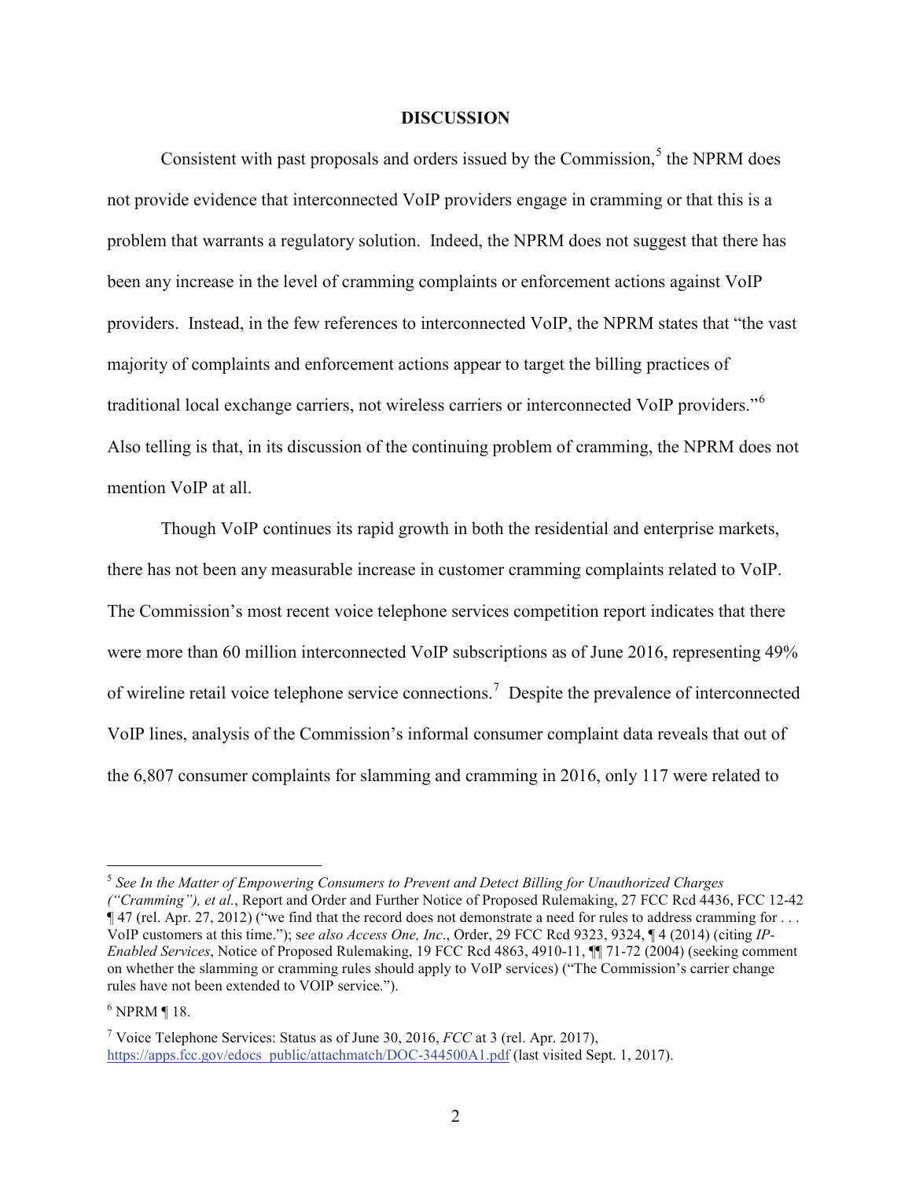## DISCUSSION

Consistent with past proposals and orders issued by the Commission,[5] the NPRM does not provide evidence that interconnected VoIP providers engage in cramming or that this is a problem that warrants a regulatory solution. Indeed, the NPRM does not suggest that there has been any increase in the level of cramming complaints or enforcement actions against VoIP providers. Instead, in the few references to interconnected VoIP, the NPRM states that "the vast majority of complaints and enforcement actions appear to target the billing practices of traditional local exchange carriers, not wireless carriers or interconnected VoIP providers."[6] Also telling is that, in its discussion of the continuing problem of cramming, the NPRM does not mention VoIP at all.

Though VoIP continues its rapid growth in both the residential and enterprise markets, there has not been any measurable increase in customer cramming complaints related to VoIP. The Commission's most recent voice telephone services competition report indicates that there were more than 60 million interconnected VoIP subscriptions as of June 2016, representing 49% of wireline retail voice telephone service connections.[7] Despite the prevalence of interconnected VoIP lines, analysis of the Commission's informal consumer complaint data reveals that out of the 6,807 consumer complaints for slamming and cramming in 2016, only 117 were related to

---

[5] *See In the Matter of Empowering Consumers to Prevent and Detect Billing for Unauthorized Charges ("Cramming"), et al.*, Report and Order and Further Notice of Proposed Rulemaking, 27 FCC Rcd 4436, FCC 12-42 ¶ 47 (rel. Apr. 27, 2012) ("we find that the record does not demonstrate a need for rules to address cramming for . . . VoIP customers at this time."); s*ee also Access One, Inc*., Order, 29 FCC Rcd 9323, 9324, ¶ 4 (2014) (citing *IP-Enabled Services*, Notice of Proposed Rulemaking, 19 FCC Rcd 4863, 4910-11, ¶¶ 71-72 (2004) (seeking comment on whether the slamming or cramming rules should apply to VoIP services) ("The Commission's carrier change rules have not been extended to VOIP service.").

[6] NPRM ¶ 18.

[7] Voice Telephone Services: Status as of June 30, 2016, *FCC* at 3 (rel. Apr. 2017), https://apps.fcc.gov/edocs_public/attachmatch/DOC-344500A1.pdf (last visited Sept. 1, 2017).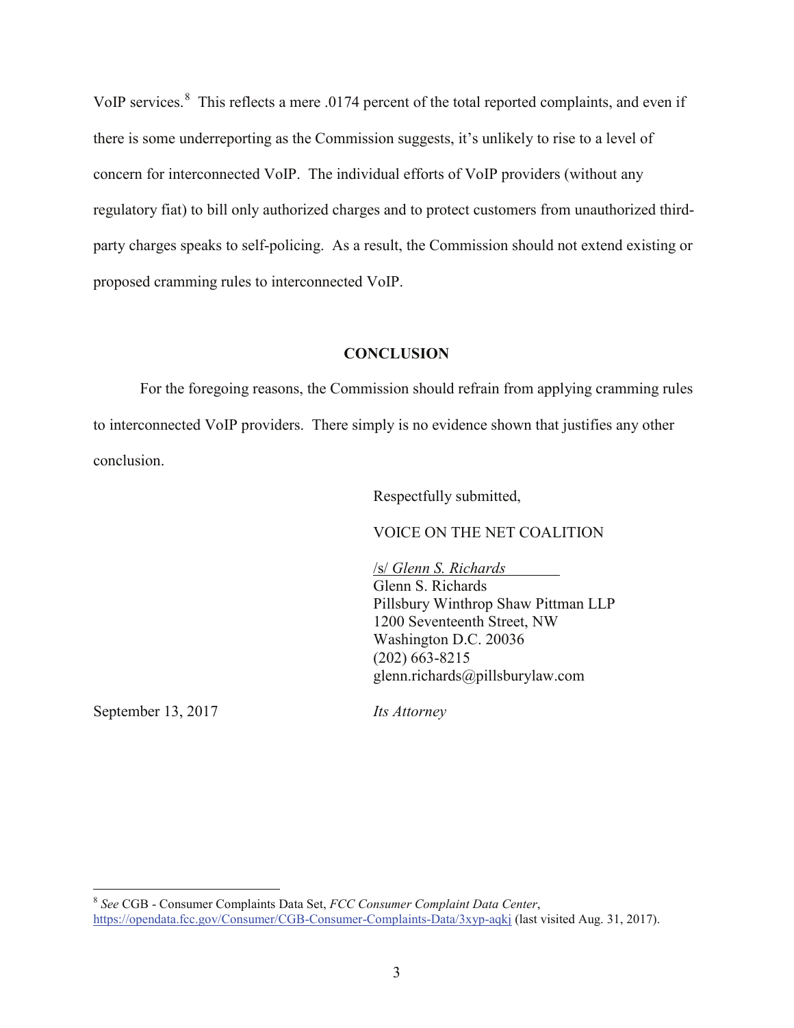VoIP services.[8] This reflects a mere .0174 percent of the total reported complaints, and even if there is some underreporting as the Commission suggests, it's unlikely to rise to a level of concern for interconnected VoIP. The individual efforts of VoIP providers (without any regulatory fiat) to bill only authorized charges and to protect customers from unauthorized third-party charges speaks to self-policing. As a result, the Commission should not extend existing or proposed cramming rules to interconnected VoIP.

## CONCLUSION

For the foregoing reasons, the Commission should refrain from applying cramming rules to interconnected VoIP providers. There simply is no evidence shown that justifies any other conclusion.

Respectfully submitted,

VOICE ON THE NET COALITION

/s/ *Glenn S. Richards*
Glenn S. Richards
Pillsbury Winthrop Shaw Pittman LLP
1200 Seventeenth Street, NW
Washington D.C. 20036
(202) 663-8215
glenn.richards@pillsburylaw.com

September 13, 2017

*Its Attorney*

---

[8] *See* CGB - Consumer Complaints Data Set, *FCC Consumer Complaint Data Center*, https://opendata.fcc.gov/Consumer/CGB-Consumer-Complaints-Data/3xyp-aqkj (last visited Aug. 31, 2017).